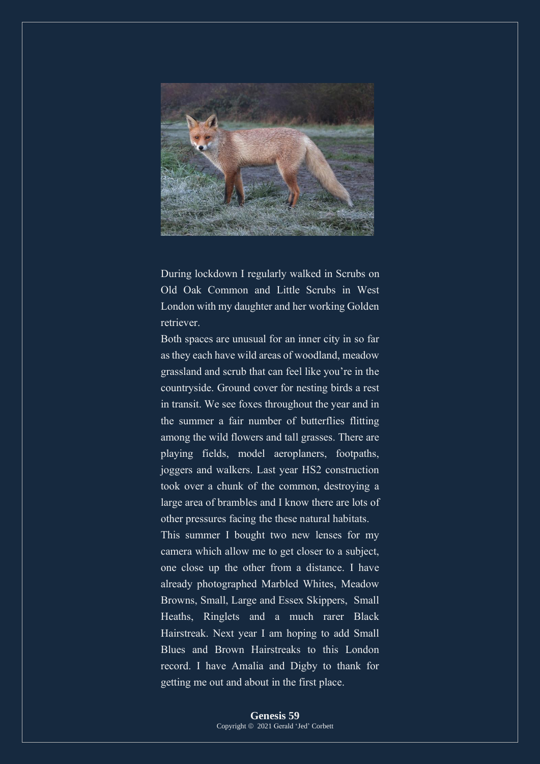During lockdown I regularly walked in Scrubs on Old Oak Common and Little Scrubs in West London with my daughter and her working Golden retriever.

Both spaces are unusual for an inner city in so far as they each have wild areas of woodland, meadow grassland and scrub that can feel like you're in the countryside. Ground cover for nesting birds a rest in transit. We see foxes throughout the year and in the summer a fair number of butterflies flitting among the wild flowers and tall grasses. There are playing fields, model aeroplaners, footpaths, joggers and walkers. Last year HS2 construction took over a chunk of the common, destroying a large area of brambles and I know there are lots of other pressures facing the these natural habitats.

This summer I bought two new lenses for my camera which allow me to get closer to a subject, one close up the other from a distance. I have already photographed Marbled Whites, Meadow Browns, Small, Large and Essex Skippers, Small Heaths, Ringlets and a much rarer Black Hairstreak. Next year I am hoping to add Small Blues and Brown Hairstreaks to this London record. I have Amalia and Digby to thank for getting me out and about in the first place.

**Genesis 59**

Copyright © 2021 Gerald 'Jed' Corbett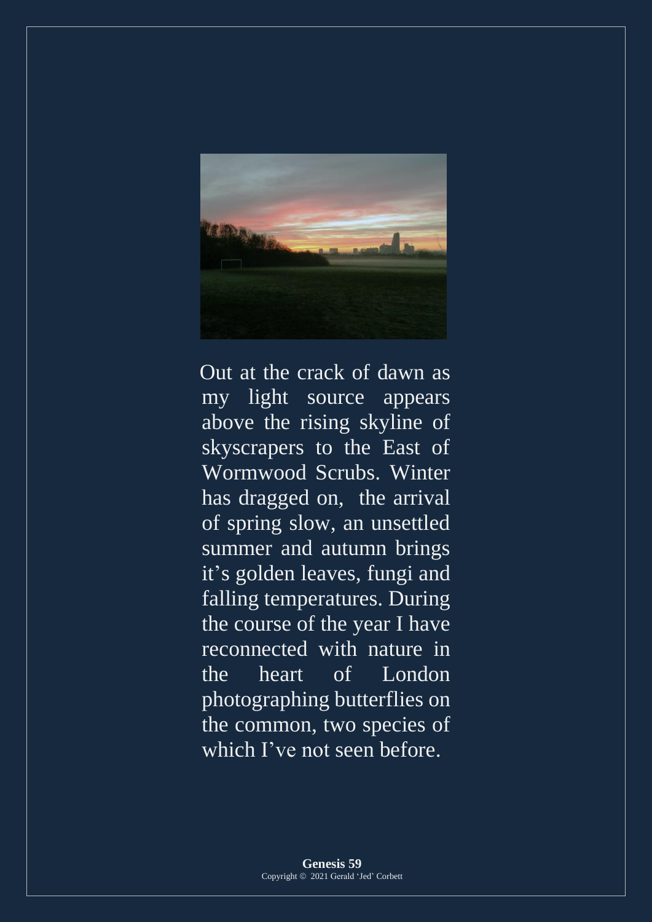Out at the crack of dawn as my light source appears above the rising skyline of skyscrapers to the East of Wormwood Scrubs. Winter has dragged on, the arrival of spring slow, an unsettled summer and autumn brings it's golden leaves, fungi and falling temperatures. During the course of the year I have reconnected with nature in the heart of London photographing butterflies on the common, two species of which I've not seen before.

**Genesis 59**
Copyright © 2021 Gerald 'Jed' Corbett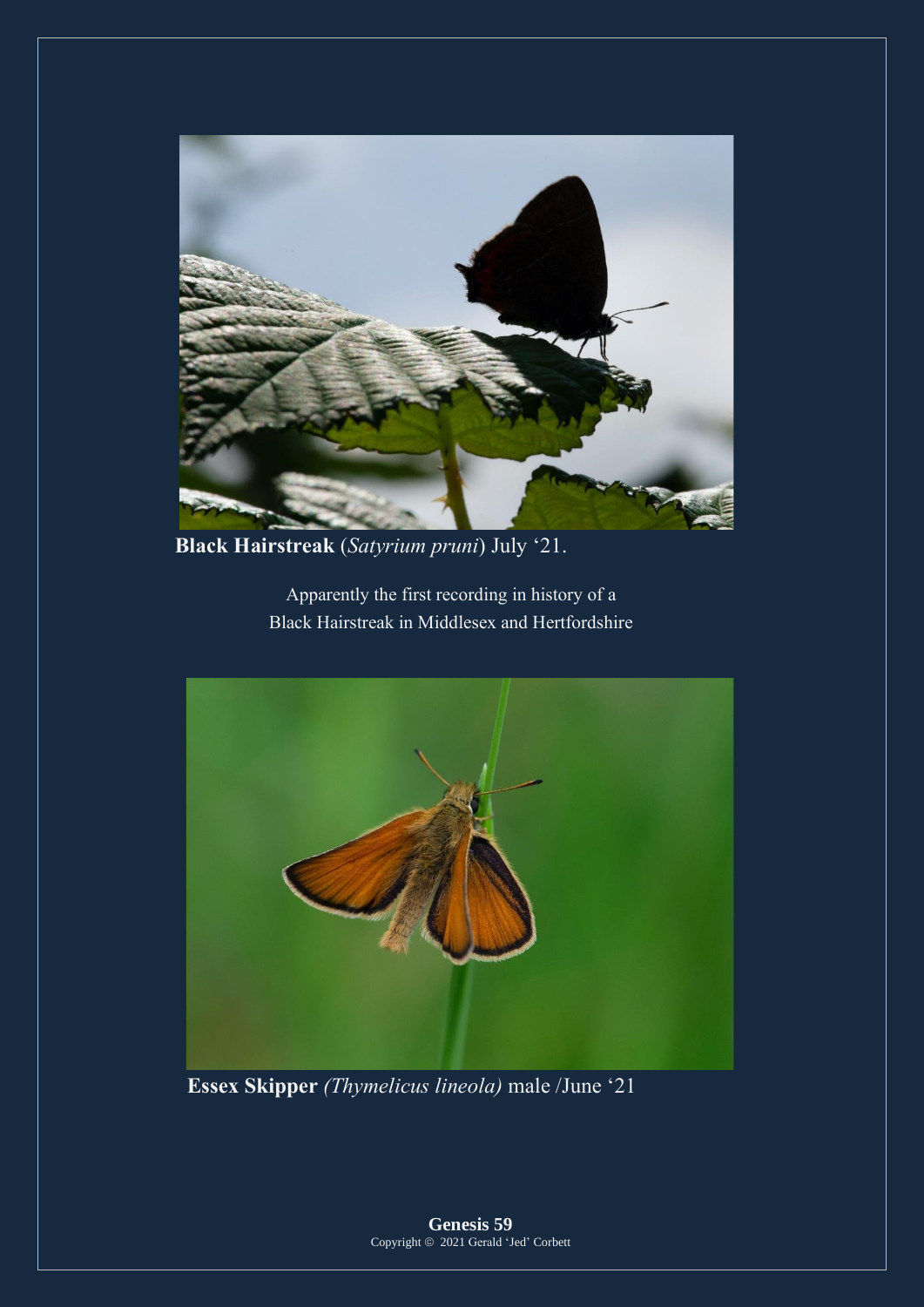**Black Hairstreak** (*Satyrium pruni*) July '21.

Apparently the first recording in history of a
Black Hairstreak in Middlesex and Hertfordshire

**Essex Skipper** *(Thymelicus lineola)* male /June '21

**Genesis 59**
Copyright © 2021 Gerald 'Jed' Corbett